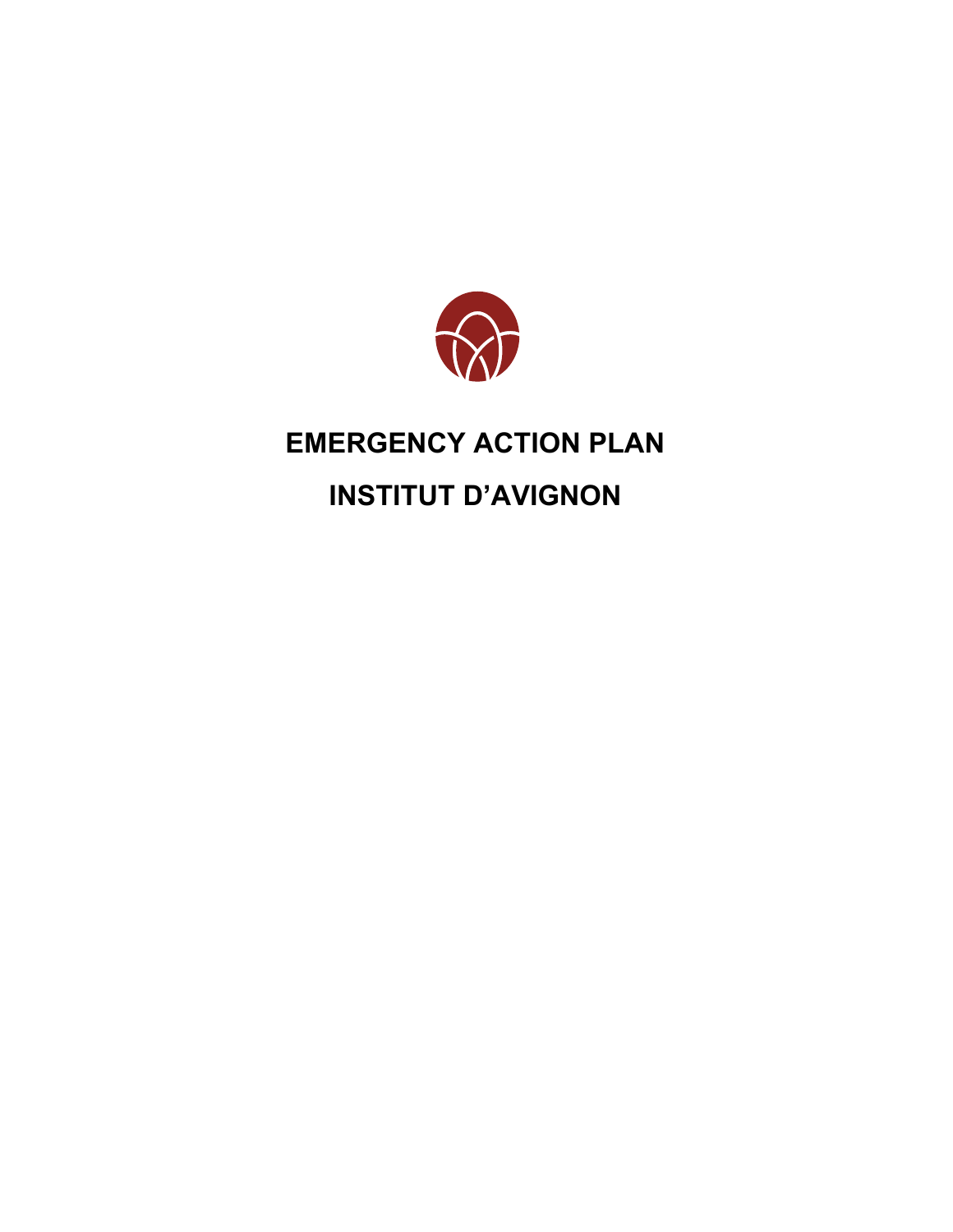# EMERGENCY ACTION PLAN

# INSTITUT D'AVIGNON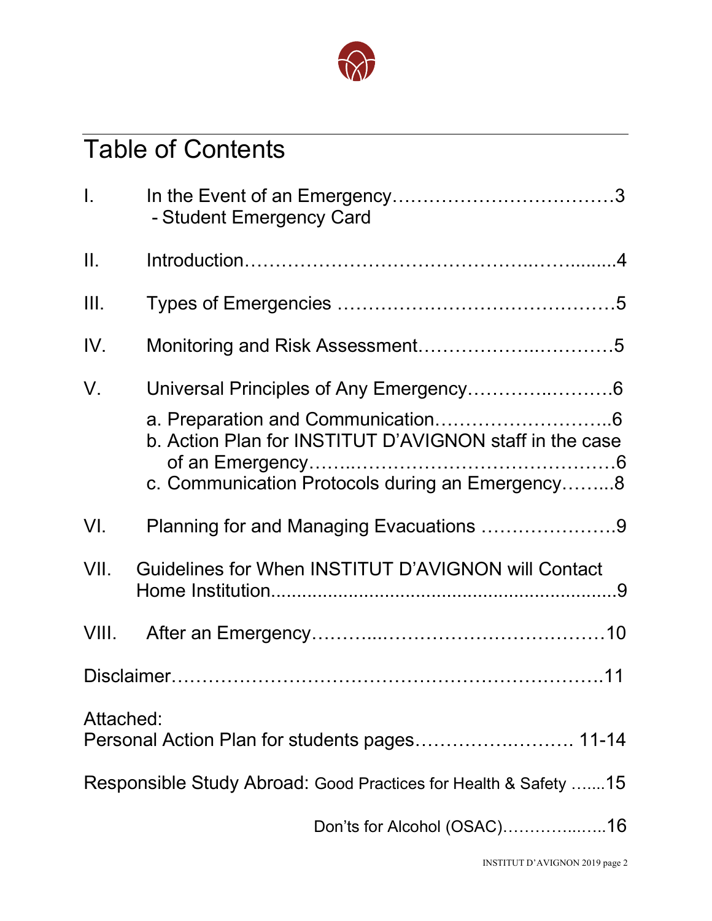# Table of Contents

I. In the Event of an Emergency……………………………………3
- Student Emergency Card

II. Introduction……………………………………………..……........4

III. Types of Emergencies ………………………………………………5

IV. Monitoring and Risk Assessment……………………..………………5

V. Universal Principles of Any Emergency………………..…………6

a. Preparation and Communication………………………………..6
b. Action Plan for INSTITUT D'AVIGNON staff in the case of an Emergency……..………………………………………6
c. Communication Protocols during an Emergency……....8

VI. Planning for and Managing Evacuations ………………………..9

VII. Guidelines for When INSTITUT D'AVIGNON will Contact Home Institution...................................................................9

VIII. After an Emergency………...…………………….…………10

Disclaimer……………………………………………………………….11

Attached:
Personal Action Plan for students pages……………….………. 11-14

Responsible Study Abroad: Good Practices for Health & Safety …….15

Don'ts for Alcohol (OSAC)……………..…..16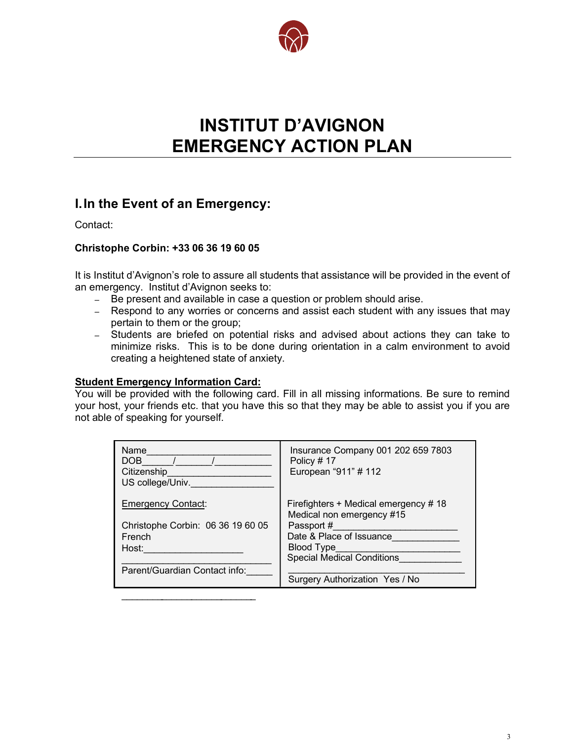# INSTITUT D'AVIGNON
# EMERGENCY ACTION PLAN

## I. In the Event of an Emergency:

Contact:

**Christophe Corbin: +33 06 36 19 60 05**

It is Institut d'Avignon's role to assure all students that assistance will be provided in the event of an emergency. Institut d'Avignon seeks to:

- Be present and available in case a question or problem should arise.
- Respond to any worries or concerns and assist each student with any issues that may pertain to them or the group;
- Students are briefed on potential risks and advised about actions they can take to minimize risks. This is to be done during orientation in a calm environment to avoid creating a heightened state of anxiety.

**Student Emergency Information Card:**

You will be provided with the following card. Fill in all missing informations. Be sure to remind your host, your friends etc. that you have this so that they may be able to assist you if you are not able of speaking for yourself.

| | |
|---|---|
| Name________________________<br>DOB______/_______/___________<br>Citizenship____________________<br>US college/Univ.________________<br><br>Emergency Contact:<br><br>Christophe Corbin: 06 36 19 60 05<br>French<br>Host:___________________<br>____________________________<br>Parent/Guardian Contact info:_____<br>____________________________ | Insurance Company 001 202 659 7803<br>Policy # 17<br>European "911" # 112<br><br>Firefighters + Medical emergency # 18<br>Medical non emergency #15<br>Passport #________________________<br>Date & Place of Issuance_____________<br>Blood Type________________________<br>Special Medical Conditions____________<br>_________________________________<br>Surgery Authorization Yes / No |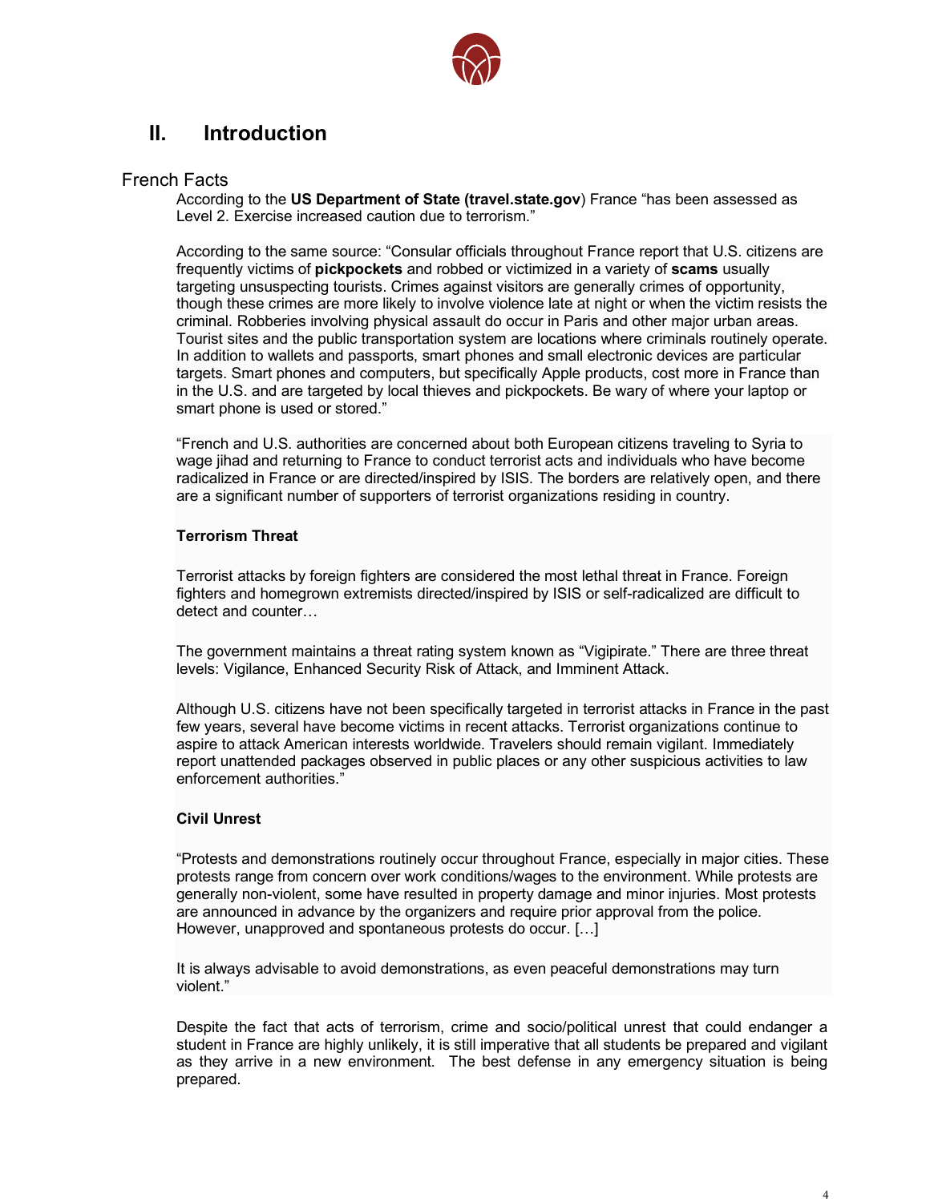# II. Introduction

## French Facts

According to the **US Department of State (travel.state.gov)** France "has been assessed as Level 2. Exercise increased caution due to terrorism."

According to the same source: "Consular officials throughout France report that U.S. citizens are frequently victims of **pickpockets** and robbed or victimized in a variety of **scams** usually targeting unsuspecting tourists. Crimes against visitors are generally crimes of opportunity, though these crimes are more likely to involve violence late at night or when the victim resists the criminal. Robberies involving physical assault do occur in Paris and other major urban areas. Tourist sites and the public transportation system are locations where criminals routinely operate. In addition to wallets and passports, smart phones and small electronic devices are particular targets. Smart phones and computers, but specifically Apple products, cost more in France than in the U.S. and are targeted by local thieves and pickpockets. Be wary of where your laptop or smart phone is used or stored."

"French and U.S. authorities are concerned about both European citizens traveling to Syria to wage jihad and returning to France to conduct terrorist acts and individuals who have become radicalized in France or are directed/inspired by ISIS. The borders are relatively open, and there are a significant number of supporters of terrorist organizations residing in country.

**Terrorism Threat**

Terrorist attacks by foreign fighters are considered the most lethal threat in France. Foreign fighters and homegrown extremists directed/inspired by ISIS or self-radicalized are difficult to detect and counter…

The government maintains a threat rating system known as "Vigipirate." There are three threat levels: Vigilance, Enhanced Security Risk of Attack, and Imminent Attack.

Although U.S. citizens have not been specifically targeted in terrorist attacks in France in the past few years, several have become victims in recent attacks. Terrorist organizations continue to aspire to attack American interests worldwide. Travelers should remain vigilant. Immediately report unattended packages observed in public places or any other suspicious activities to law enforcement authorities."

**Civil Unrest**

"Protests and demonstrations routinely occur throughout France, especially in major cities. These protests range from concern over work conditions/wages to the environment. While protests are generally non-violent, some have resulted in property damage and minor injuries. Most protests are announced in advance by the organizers and require prior approval from the police. However, unapproved and spontaneous protests do occur. […]

It is always advisable to avoid demonstrations, as even peaceful demonstrations may turn violent."

Despite the fact that acts of terrorism, crime and socio/political unrest that could endanger a student in France are highly unlikely, it is still imperative that all students be prepared and vigilant as they arrive in a new environment. The best defense in any emergency situation is being prepared.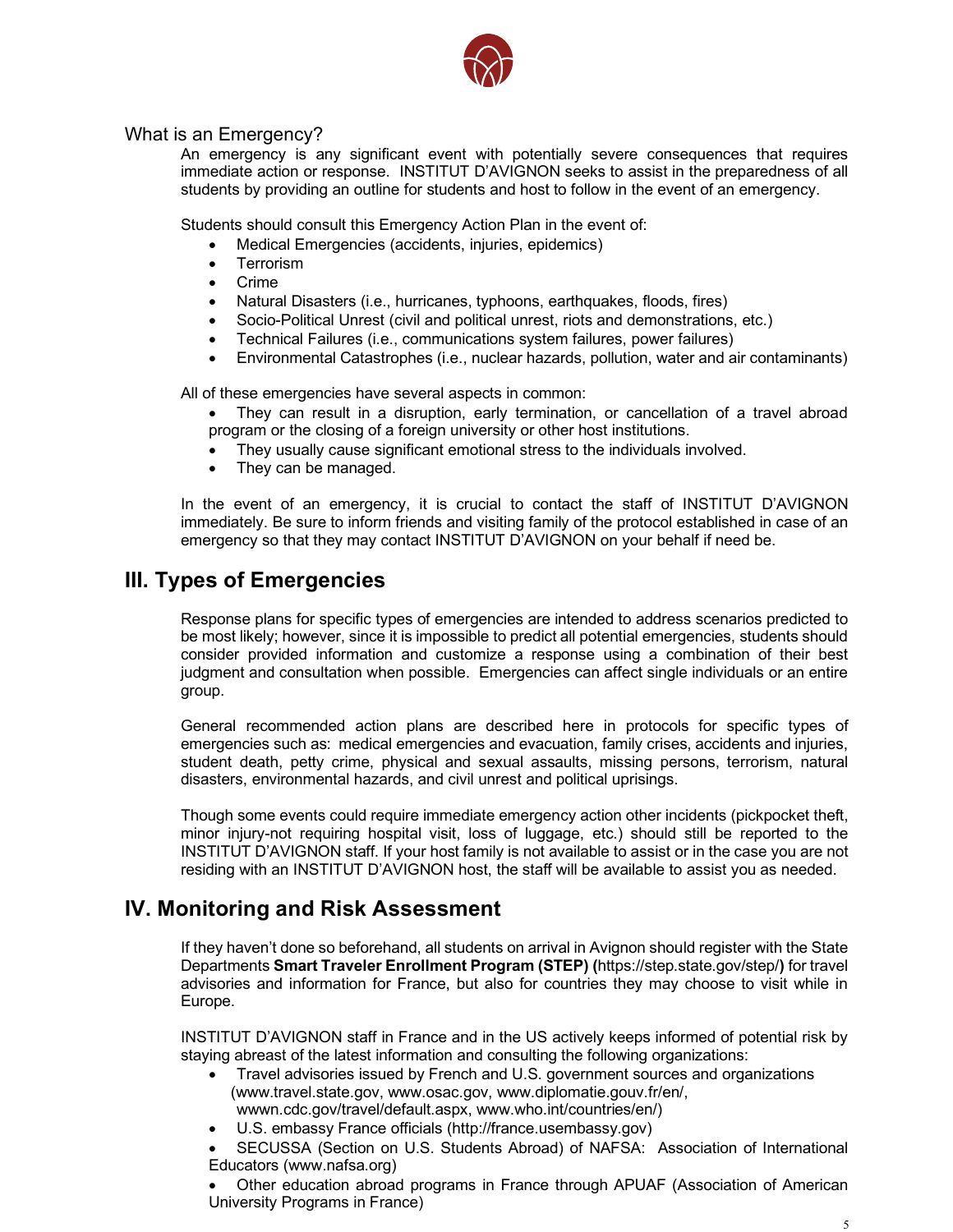### What is an Emergency?

An emergency is any significant event with potentially severe consequences that requires immediate action or response. INSTITUT D'AVIGNON seeks to assist in the preparedness of all students by providing an outline for students and host to follow in the event of an emergency.

Students should consult this Emergency Action Plan in the event of:

- Medical Emergencies (accidents, injuries, epidemics)
- Terrorism
- Crime
- Natural Disasters (i.e., hurricanes, typhoons, earthquakes, floods, fires)
- Socio-Political Unrest (civil and political unrest, riots and demonstrations, etc.)
- Technical Failures (i.e., communications system failures, power failures)
- Environmental Catastrophes (i.e., nuclear hazards, pollution, water and air contaminants)

All of these emergencies have several aspects in common:

- They can result in a disruption, early termination, or cancellation of a travel abroad program or the closing of a foreign university or other host institutions.
- They usually cause significant emotional stress to the individuals involved.
- They can be managed.

In the event of an emergency, it is crucial to contact the staff of INSTITUT D'AVIGNON immediately. Be sure to inform friends and visiting family of the protocol established in case of an emergency so that they may contact INSTITUT D'AVIGNON on your behalf if need be.

## III. Types of Emergencies

Response plans for specific types of emergencies are intended to address scenarios predicted to be most likely; however, since it is impossible to predict all potential emergencies, students should consider provided information and customize a response using a combination of their best judgment and consultation when possible. Emergencies can affect single individuals or an entire group.

General recommended action plans are described here in protocols for specific types of emergencies such as: medical emergencies and evacuation, family crises, accidents and injuries, student death, petty crime, physical and sexual assaults, missing persons, terrorism, natural disasters, environmental hazards, and civil unrest and political uprisings.

Though some events could require immediate emergency action other incidents (pickpocket theft, minor injury-not requiring hospital visit, loss of luggage, etc.) should still be reported to the INSTITUT D'AVIGNON staff. If your host family is not available to assist or in the case you are not residing with an INSTITUT D'AVIGNON host, the staff will be available to assist you as needed.

## IV. Monitoring and Risk Assessment

If they haven't done so beforehand, all students on arrival in Avignon should register with the State Departments **Smart Traveler Enrollment Program (STEP) (**https://step.state.gov/step/**)** for travel advisories and information for France, but also for countries they may choose to visit while in Europe.

INSTITUT D'AVIGNON staff in France and in the US actively keeps informed of potential risk by staying abreast of the latest information and consulting the following organizations:

- Travel advisories issued by French and U.S. government sources and organizations (www.travel.state.gov, www.osac.gov, www.diplomatie.gouv.fr/en/, wwwn.cdc.gov/travel/default.aspx, www.who.int/countries/en/)
- U.S. embassy France officials (http://france.usembassy.gov)
- SECUSSA (Section on U.S. Students Abroad) of NAFSA: Association of International Educators (www.nafsa.org)
- Other education abroad programs in France through APUAF (Association of American University Programs in France)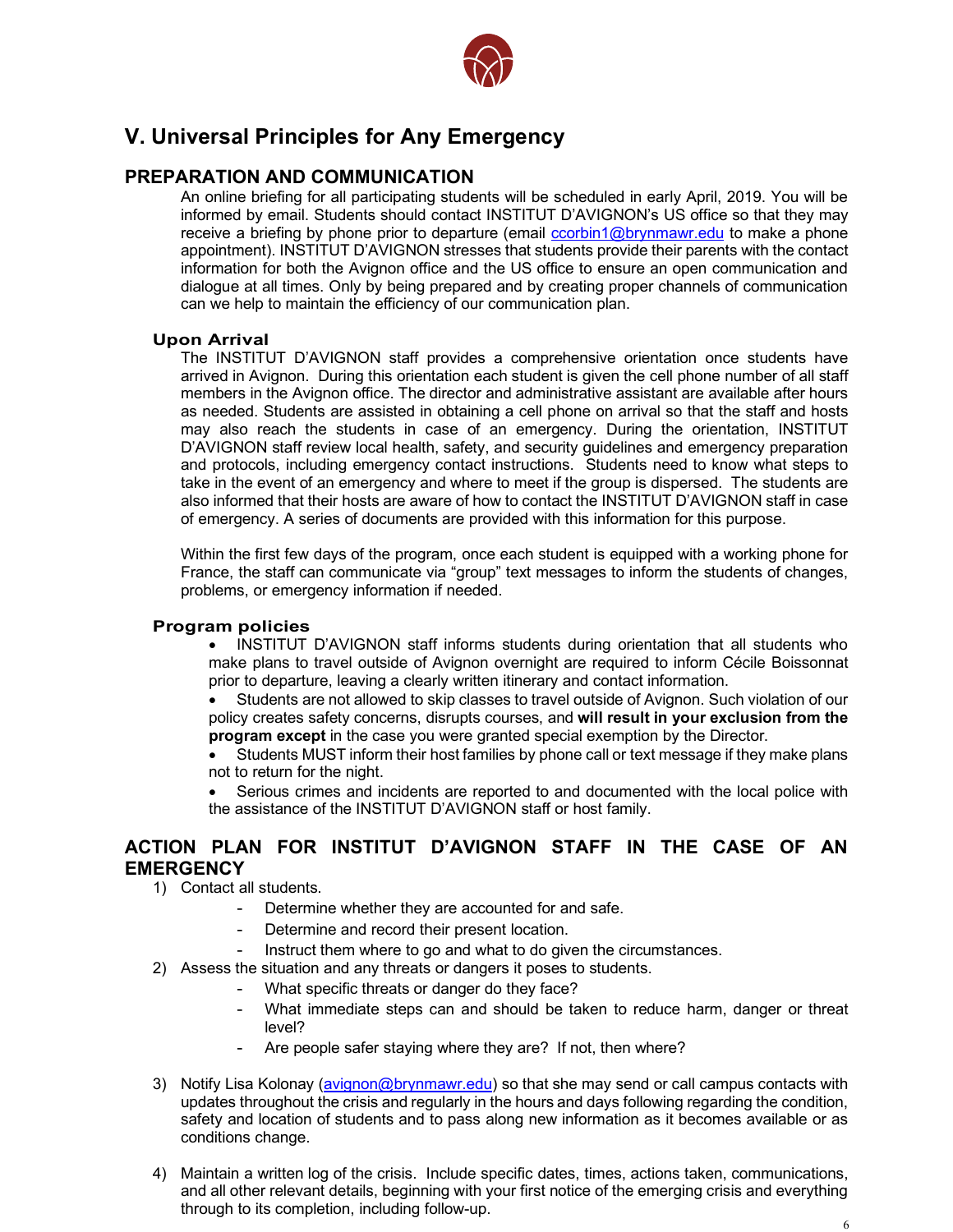## V. Universal Principles for Any Emergency

### PREPARATION AND COMMUNICATION

An online briefing for all participating students will be scheduled in early April, 2019. You will be informed by email. Students should contact INSTITUT D'AVIGNON's US office so that they may receive a briefing by phone prior to departure (email ccorbin1@brynmawr.edu to make a phone appointment). INSTITUT D'AVIGNON stresses that students provide their parents with the contact information for both the Avignon office and the US office to ensure an open communication and dialogue at all times. Only by being prepared and by creating proper channels of communication can we help to maintain the efficiency of our communication plan.

#### Upon Arrival

The INSTITUT D'AVIGNON staff provides a comprehensive orientation once students have arrived in Avignon. During this orientation each student is given the cell phone number of all staff members in the Avignon office. The director and administrative assistant are available after hours as needed. Students are assisted in obtaining a cell phone on arrival so that the staff and hosts may also reach the students in case of an emergency. During the orientation, INSTITUT D'AVIGNON staff review local health, safety, and security guidelines and emergency preparation and protocols, including emergency contact instructions. Students need to know what steps to take in the event of an emergency and where to meet if the group is dispersed. The students are also informed that their hosts are aware of how to contact the INSTITUT D'AVIGNON staff in case of emergency. A series of documents are provided with this information for this purpose.

Within the first few days of the program, once each student is equipped with a working phone for France, the staff can communicate via "group" text messages to inform the students of changes, problems, or emergency information if needed.

#### Program policies

- INSTITUT D'AVIGNON staff informs students during orientation that all students who make plans to travel outside of Avignon overnight are required to inform Cécile Boissonnat prior to departure, leaving a clearly written itinerary and contact information.
- Students are not allowed to skip classes to travel outside of Avignon. Such violation of our policy creates safety concerns, disrupts courses, and **will result in your exclusion from the program except** in the case you were granted special exemption by the Director.
- Students MUST inform their host families by phone call or text message if they make plans not to return for the night.
- Serious crimes and incidents are reported to and documented with the local police with the assistance of the INSTITUT D'AVIGNON staff or host family.

### ACTION PLAN FOR INSTITUT D'AVIGNON STAFF IN THE CASE OF AN EMERGENCY

1) Contact all students.
   - Determine whether they are accounted for and safe.
   - Determine and record their present location.
   - Instruct them where to go and what to do given the circumstances.
2) Assess the situation and any threats or dangers it poses to students.
   - What specific threats or danger do they face?
   - What immediate steps can and should be taken to reduce harm, danger or threat level?
   - Are people safer staying where they are? If not, then where?
3) Notify Lisa Kolonay (avignon@brynmawr.edu) so that she may send or call campus contacts with updates throughout the crisis and regularly in the hours and days following regarding the condition, safety and location of students and to pass along new information as it becomes available or as conditions change.
4) Maintain a written log of the crisis. Include specific dates, times, actions taken, communications, and all other relevant details, beginning with your first notice of the emerging crisis and everything through to its completion, including follow-up.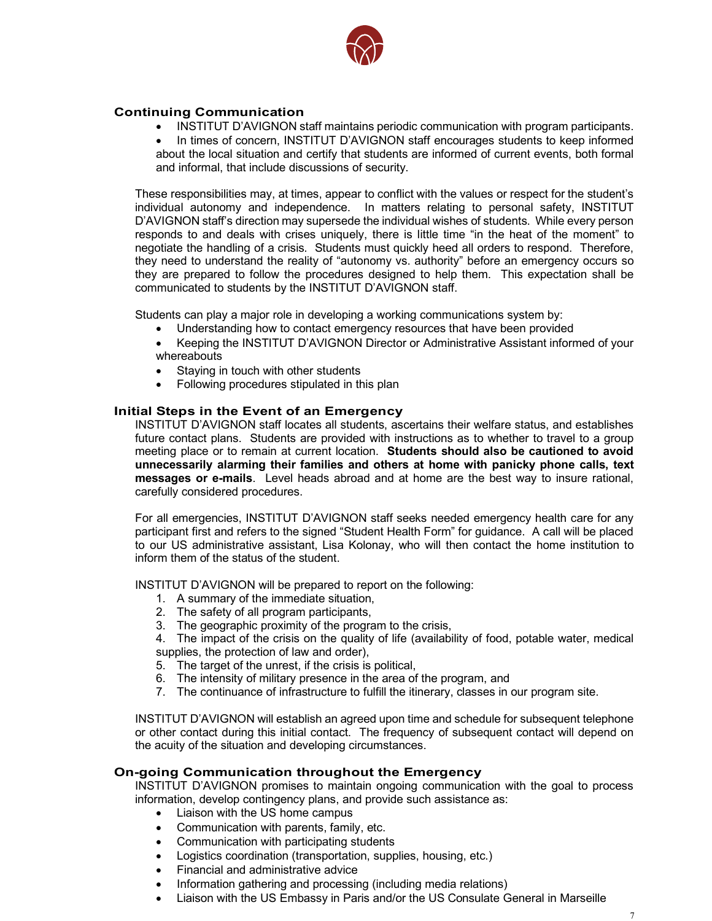### Continuing Communication

- INSTITUT D'AVIGNON staff maintains periodic communication with program participants.
- In times of concern, INSTITUT D'AVIGNON staff encourages students to keep informed about the local situation and certify that students are informed of current events, both formal and informal, that include discussions of security.

These responsibilities may, at times, appear to conflict with the values or respect for the student's individual autonomy and independence. In matters relating to personal safety, INSTITUT D'AVIGNON staff's direction may supersede the individual wishes of students. While every person responds to and deals with crises uniquely, there is little time "in the heat of the moment" to negotiate the handling of a crisis. Students must quickly heed all orders to respond. Therefore, they need to understand the reality of "autonomy vs. authority" before an emergency occurs so they are prepared to follow the procedures designed to help them. This expectation shall be communicated to students by the INSTITUT D'AVIGNON staff.

Students can play a major role in developing a working communications system by:

- Understanding how to contact emergency resources that have been provided
- Keeping the INSTITUT D'AVIGNON Director or Administrative Assistant informed of your whereabouts
- Staying in touch with other students
- Following procedures stipulated in this plan

### Initial Steps in the Event of an Emergency

INSTITUT D'AVIGNON staff locates all students, ascertains their welfare status, and establishes future contact plans. Students are provided with instructions as to whether to travel to a group meeting place or to remain at current location. **Students should also be cautioned to avoid unnecessarily alarming their families and others at home with panicky phone calls, text messages or e-mails**. Level heads abroad and at home are the best way to insure rational, carefully considered procedures.

For all emergencies, INSTITUT D'AVIGNON staff seeks needed emergency health care for any participant first and refers to the signed "Student Health Form" for guidance. A call will be placed to our US administrative assistant, Lisa Kolonay, who will then contact the home institution to inform them of the status of the student.

INSTITUT D'AVIGNON will be prepared to report on the following:

1. A summary of the immediate situation,
2. The safety of all program participants,
3. The geographic proximity of the program to the crisis,
4. The impact of the crisis on the quality of life (availability of food, potable water, medical supplies, the protection of law and order),
5. The target of the unrest, if the crisis is political,
6. The intensity of military presence in the area of the program, and
7. The continuance of infrastructure to fulfill the itinerary, classes in our program site.

INSTITUT D'AVIGNON will establish an agreed upon time and schedule for subsequent telephone or other contact during this initial contact. The frequency of subsequent contact will depend on the acuity of the situation and developing circumstances.

### On-going Communication throughout the Emergency

INSTITUT D'AVIGNON promises to maintain ongoing communication with the goal to process information, develop contingency plans, and provide such assistance as:

- Liaison with the US home campus
- Communication with parents, family, etc.
- Communication with participating students
- Logistics coordination (transportation, supplies, housing, etc.)
- Financial and administrative advice
- Information gathering and processing (including media relations)
- Liaison with the US Embassy in Paris and/or the US Consulate General in Marseille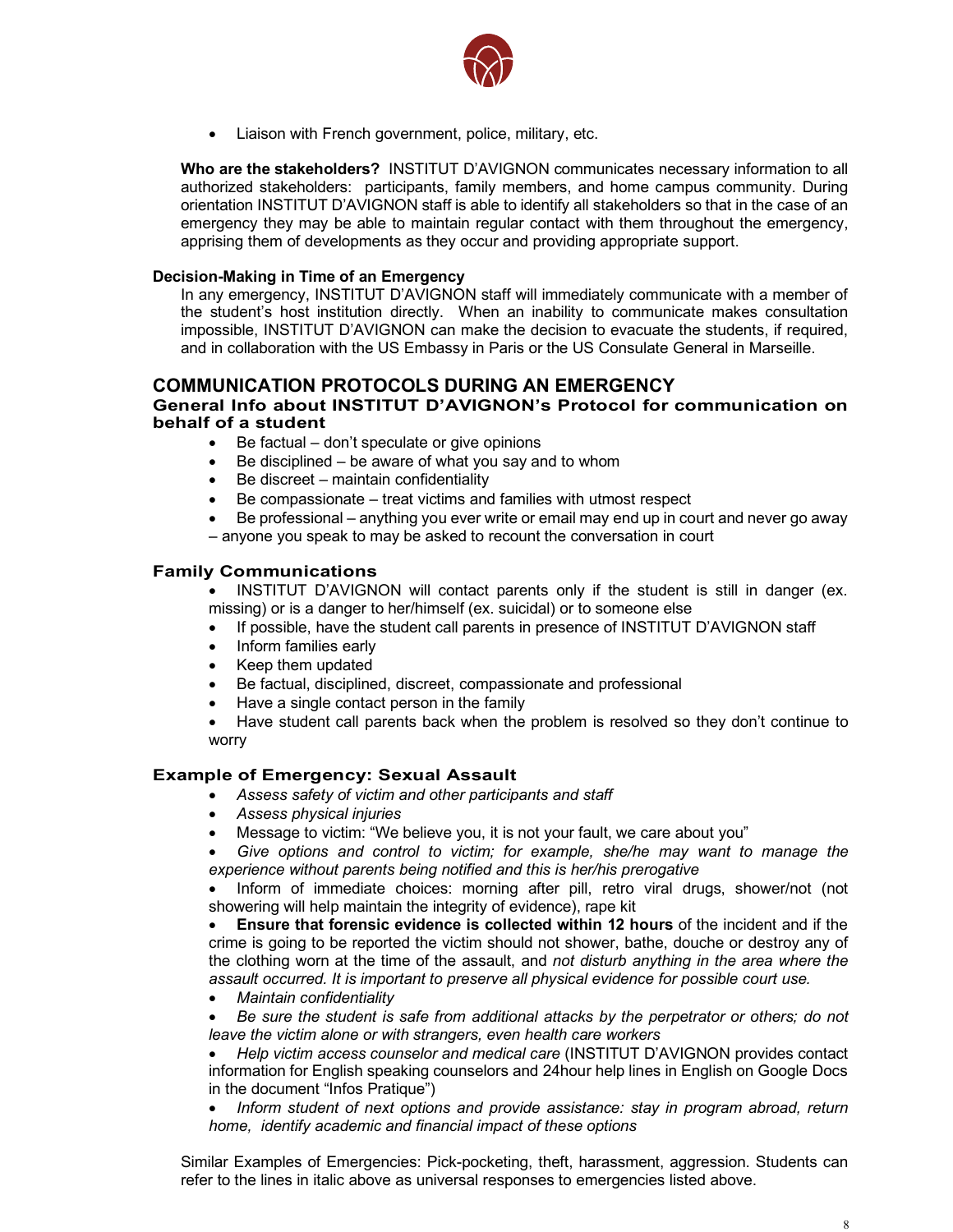- Liaison with French government, police, military, etc.

**Who are the stakeholders?** INSTITUT D'AVIGNON communicates necessary information to all authorized stakeholders: participants, family members, and home campus community. During orientation INSTITUT D'AVIGNON staff is able to identify all stakeholders so that in the case of an emergency they may be able to maintain regular contact with them throughout the emergency, apprising them of developments as they occur and providing appropriate support.

**Decision-Making in Time of an Emergency**

In any emergency, INSTITUT D'AVIGNON staff will immediately communicate with a member of the student's host institution directly. When an inability to communicate makes consultation impossible, INSTITUT D'AVIGNON can make the decision to evacuate the students, if required, and in collaboration with the US Embassy in Paris or the US Consulate General in Marseille.

## COMMUNICATION PROTOCOLS DURING AN EMERGENCY

### General Info about INSTITUT D'AVIGNON's Protocol for communication on behalf of a student

- Be factual – don't speculate or give opinions
- Be disciplined – be aware of what you say and to whom
- Be discreet – maintain confidentiality
- Be compassionate – treat victims and families with utmost respect
- Be professional – anything you ever write or email may end up in court and never go away – anyone you speak to may be asked to recount the conversation in court

### Family Communications

- INSTITUT D'AVIGNON will contact parents only if the student is still in danger (ex. missing) or is a danger to her/himself (ex. suicidal) or to someone else
- If possible, have the student call parents in presence of INSTITUT D'AVIGNON staff
- Inform families early
- Keep them updated
- Be factual, disciplined, discreet, compassionate and professional
- Have a single contact person in the family
- Have student call parents back when the problem is resolved so they don't continue to worry

### Example of Emergency: Sexual Assault

- *Assess safety of victim and other participants and staff*
- *Assess physical injuries*
- Message to victim: "We believe you, it is not your fault, we care about you"
- *Give options and control to victim; for example, she/he may want to manage the experience without parents being notified and this is her/his prerogative*
- Inform of immediate choices: morning after pill, retro viral drugs, shower/not (not showering will help maintain the integrity of evidence), rape kit
- **Ensure that forensic evidence is collected within 12 hours** of the incident and if the crime is going to be reported the victim should not shower, bathe, douche or destroy any of the clothing worn at the time of the assault, and *not disturb anything in the area where the assault occurred. It is important to preserve all physical evidence for possible court use.*
- *Maintain confidentiality*
- *Be sure the student is safe from additional attacks by the perpetrator or others; do not leave the victim alone or with strangers, even health care workers*
- *Help victim access counselor and medical care* (INSTITUT D'AVIGNON provides contact information for English speaking counselors and 24hour help lines in English on Google Docs in the document "Infos Pratique")
- *Inform student of next options and provide assistance: stay in program abroad, return home, identify academic and financial impact of these options*

Similar Examples of Emergencies: Pick-pocketing, theft, harassment, aggression. Students can refer to the lines in italic above as universal responses to emergencies listed above.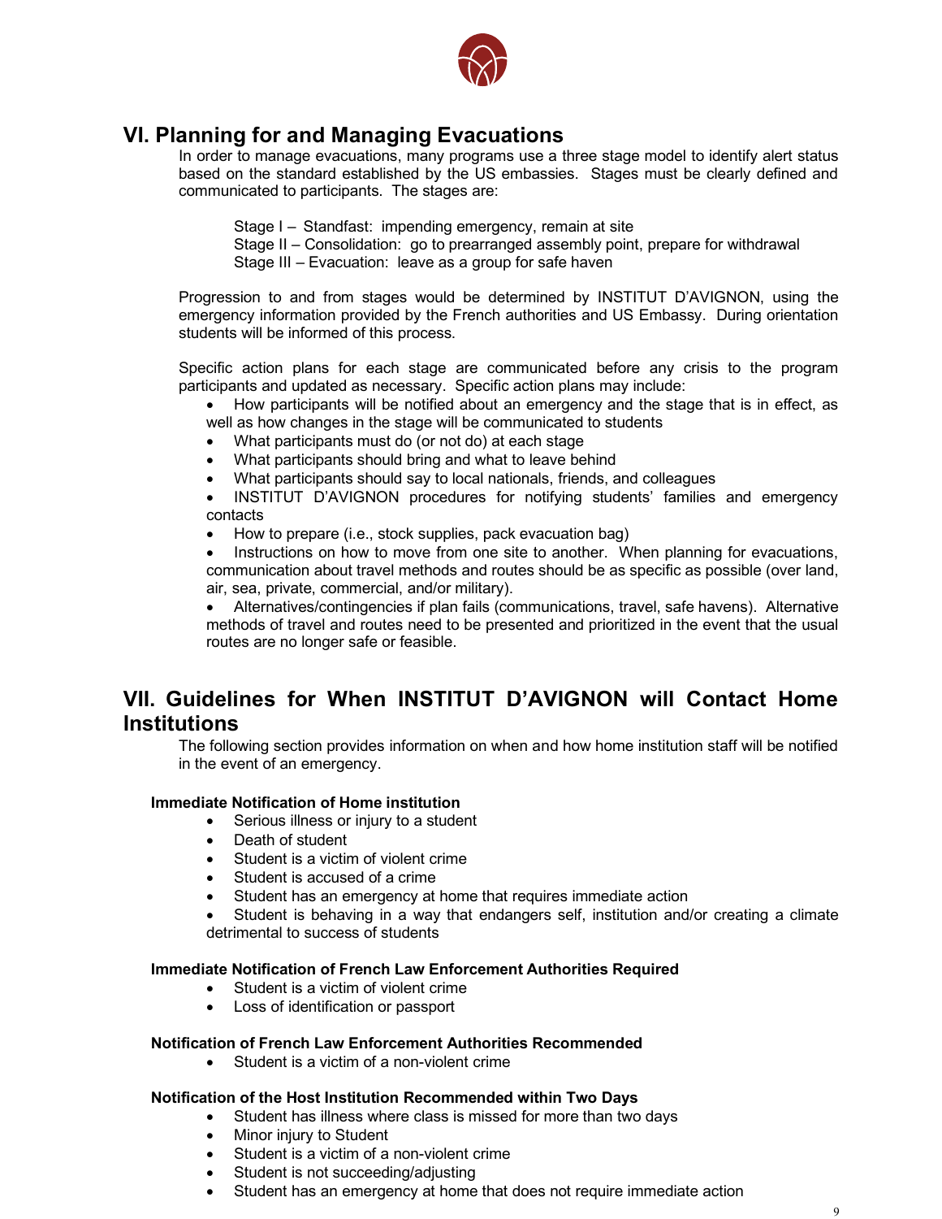## VI. Planning for and Managing Evacuations

In order to manage evacuations, many programs use a three stage model to identify alert status based on the standard established by the US embassies. Stages must be clearly defined and communicated to participants. The stages are:

Stage I – Standfast: impending emergency, remain at site
Stage II – Consolidation: go to prearranged assembly point, prepare for withdrawal
Stage III – Evacuation: leave as a group for safe haven

Progression to and from stages would be determined by INSTITUT D'AVIGNON, using the emergency information provided by the French authorities and US Embassy. During orientation students will be informed of this process.

Specific action plans for each stage are communicated before any crisis to the program participants and updated as necessary. Specific action plans may include:

- How participants will be notified about an emergency and the stage that is in effect, as well as how changes in the stage will be communicated to students
- What participants must do (or not do) at each stage
- What participants should bring and what to leave behind
- What participants should say to local nationals, friends, and colleagues
- INSTITUT D'AVIGNON procedures for notifying students' families and emergency contacts
- How to prepare (i.e., stock supplies, pack evacuation bag)
- Instructions on how to move from one site to another. When planning for evacuations, communication about travel methods and routes should be as specific as possible (over land, air, sea, private, commercial, and/or military).
- Alternatives/contingencies if plan fails (communications, travel, safe havens). Alternative methods of travel and routes need to be presented and prioritized in the event that the usual routes are no longer safe or feasible.

## VII. Guidelines for When INSTITUT D'AVIGNON will Contact Home Institutions

The following section provides information on when and how home institution staff will be notified in the event of an emergency.

**Immediate Notification of Home institution**

- Serious illness or injury to a student
- Death of student
- Student is a victim of violent crime
- Student is accused of a crime
- Student has an emergency at home that requires immediate action
- Student is behaving in a way that endangers self, institution and/or creating a climate detrimental to success of students

**Immediate Notification of French Law Enforcement Authorities Required**

- Student is a victim of violent crime
- Loss of identification or passport

**Notification of French Law Enforcement Authorities Recommended**

- Student is a victim of a non-violent crime

**Notification of the Host Institution Recommended within Two Days**

- Student has illness where class is missed for more than two days
- Minor injury to Student
- Student is a victim of a non-violent crime
- Student is not succeeding/adjusting
- Student has an emergency at home that does not require immediate action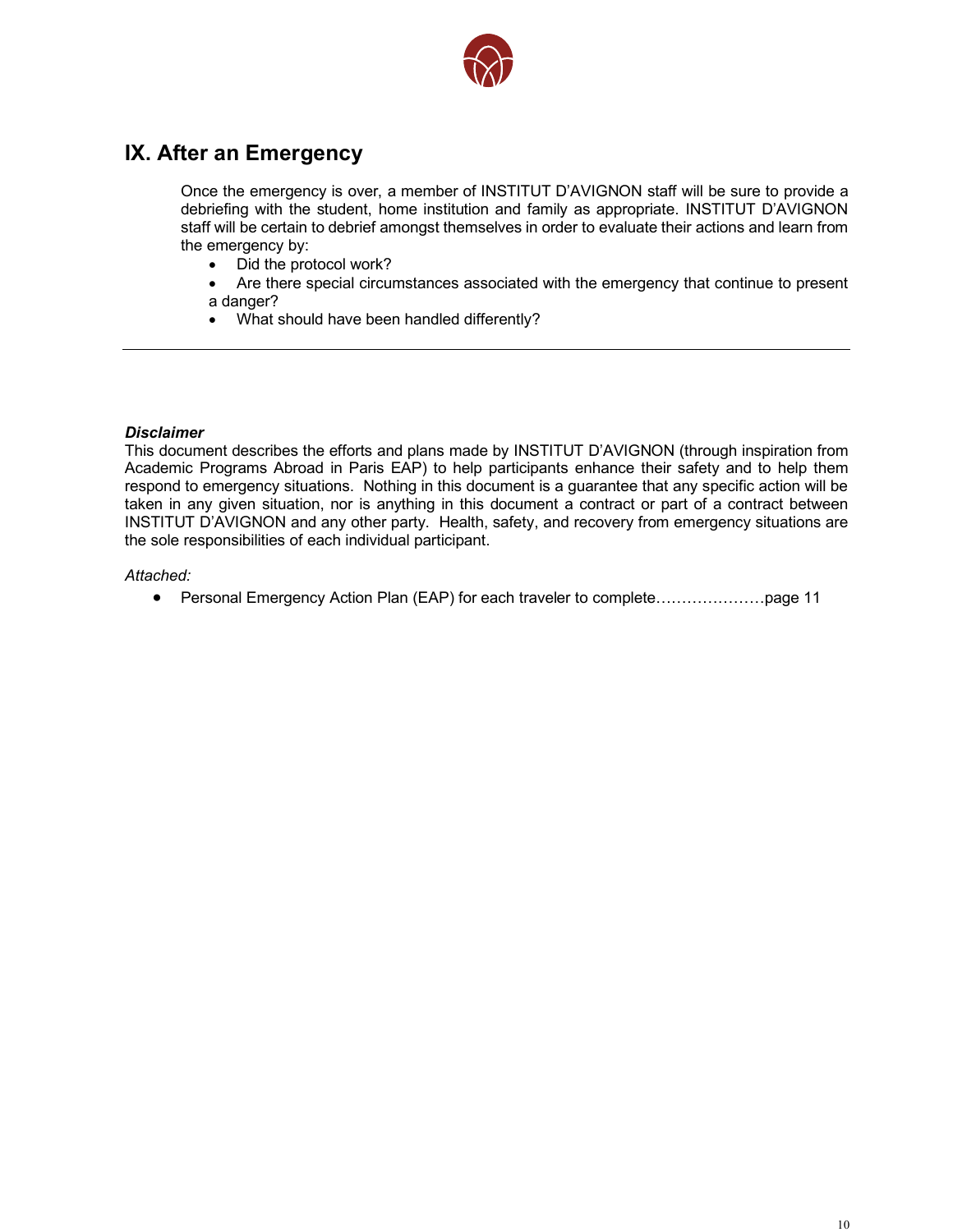## IX. After an Emergency

Once the emergency is over, a member of INSTITUT D'AVIGNON staff will be sure to provide a debriefing with the student, home institution and family as appropriate. INSTITUT D'AVIGNON staff will be certain to debrief amongst themselves in order to evaluate their actions and learn from the emergency by:

- Did the protocol work?
- Are there special circumstances associated with the emergency that continue to present a danger?
- What should have been handled differently?

---

***Disclaimer***

This document describes the efforts and plans made by INSTITUT D'AVIGNON (through inspiration from Academic Programs Abroad in Paris EAP) to help participants enhance their safety and to help them respond to emergency situations. Nothing in this document is a guarantee that any specific action will be taken in any given situation, nor is anything in this document a contract or part of a contract between INSTITUT D'AVIGNON and any other party. Health, safety, and recovery from emergency situations are the sole responsibilities of each individual participant.

*Attached:*

- Personal Emergency Action Plan (EAP) for each traveler to complete…………………page 11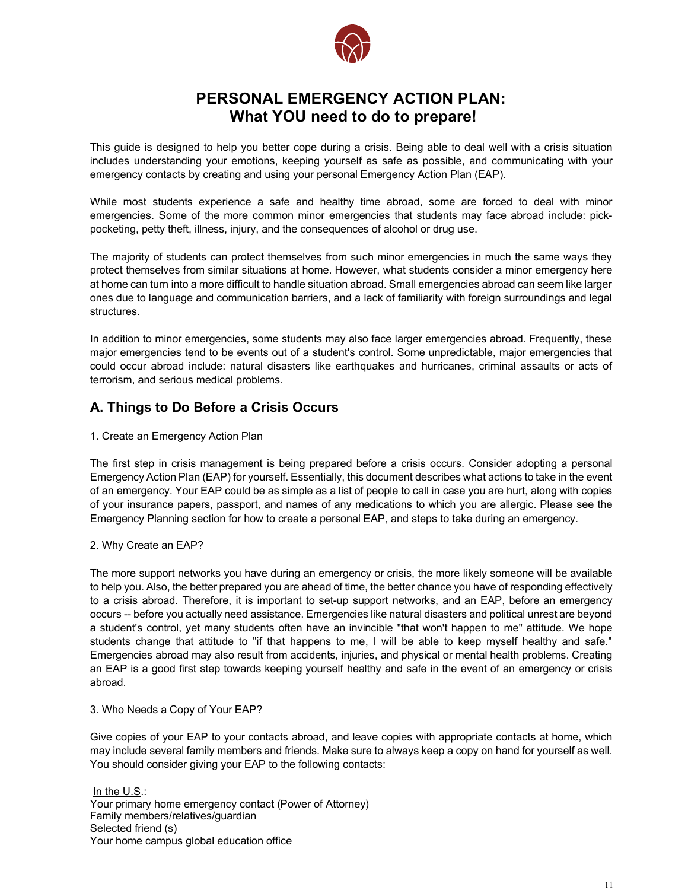# PERSONAL EMERGENCY ACTION PLAN:
# What YOU need to do to prepare!

This guide is designed to help you better cope during a crisis. Being able to deal well with a crisis situation includes understanding your emotions, keeping yourself as safe as possible, and communicating with your emergency contacts by creating and using your personal Emergency Action Plan (EAP).

While most students experience a safe and healthy time abroad, some are forced to deal with minor emergencies. Some of the more common minor emergencies that students may face abroad include: pick-pocketing, petty theft, illness, injury, and the consequences of alcohol or drug use.

The majority of students can protect themselves from such minor emergencies in much the same ways they protect themselves from similar situations at home. However, what students consider a minor emergency here at home can turn into a more difficult to handle situation abroad. Small emergencies abroad can seem like larger ones due to language and communication barriers, and a lack of familiarity with foreign surroundings and legal structures.

In addition to minor emergencies, some students may also face larger emergencies abroad. Frequently, these major emergencies tend to be events out of a student's control. Some unpredictable, major emergencies that could occur abroad include: natural disasters like earthquakes and hurricanes, criminal assaults or acts of terrorism, and serious medical problems.

## A. Things to Do Before a Crisis Occurs

1. Create an Emergency Action Plan

The first step in crisis management is being prepared before a crisis occurs. Consider adopting a personal Emergency Action Plan (EAP) for yourself. Essentially, this document describes what actions to take in the event of an emergency. Your EAP could be as simple as a list of people to call in case you are hurt, along with copies of your insurance papers, passport, and names of any medications to which you are allergic. Please see the Emergency Planning section for how to create a personal EAP, and steps to take during an emergency.

2. Why Create an EAP?

The more support networks you have during an emergency or crisis, the more likely someone will be available to help you. Also, the better prepared you are ahead of time, the better chance you have of responding effectively to a crisis abroad. Therefore, it is important to set-up support networks, and an EAP, before an emergency occurs -- before you actually need assistance. Emergencies like natural disasters and political unrest are beyond a student's control, yet many students often have an invincible "that won't happen to me" attitude. We hope students change that attitude to "if that happens to me, I will be able to keep myself healthy and safe." Emergencies abroad may also result from accidents, injuries, and physical or mental health problems. Creating an EAP is a good first step towards keeping yourself healthy and safe in the event of an emergency or crisis abroad.

3. Who Needs a Copy of Your EAP?

Give copies of your EAP to your contacts abroad, and leave copies with appropriate contacts at home, which may include several family members and friends. Make sure to always keep a copy on hand for yourself as well. You should consider giving your EAP to the following contacts:

<u>In the U.S.</u>:
Your primary home emergency contact (Power of Attorney)
Family members/relatives/guardian
Selected friend (s)
Your home campus global education office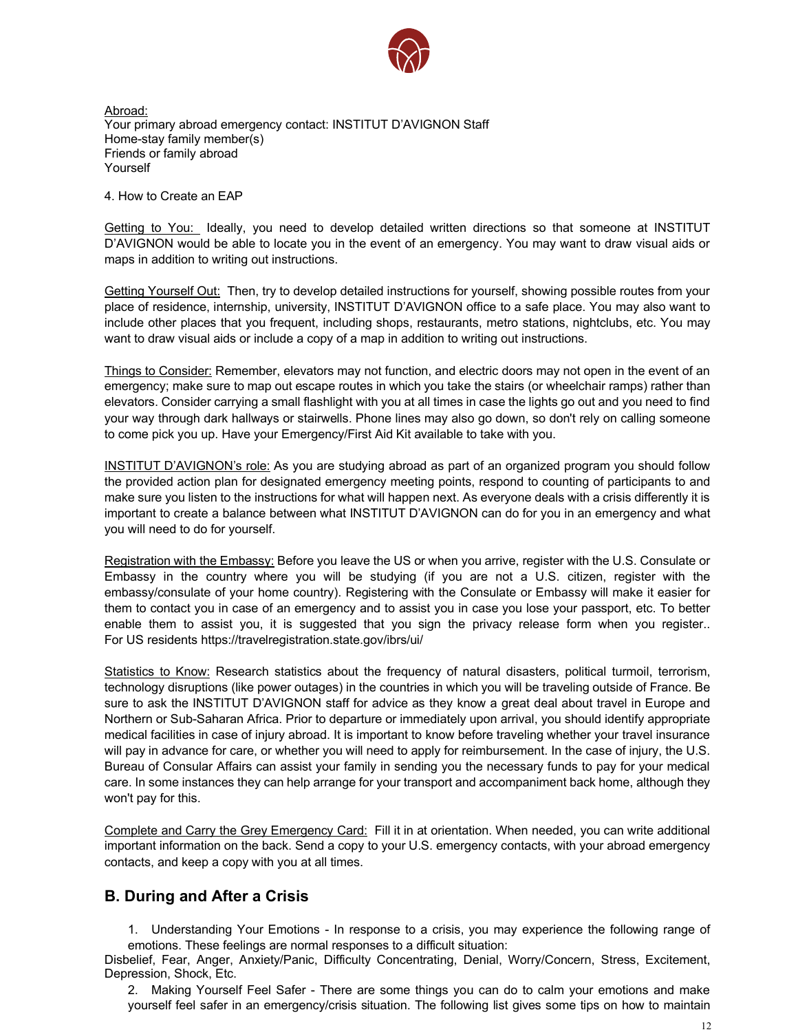Abroad:
Your primary abroad emergency contact: INSTITUT D'AVIGNON Staff
Home-stay family member(s)
Friends or family abroad
Yourself

4. How to Create an EAP

Getting to You: Ideally, you need to develop detailed written directions so that someone at INSTITUT D'AVIGNON would be able to locate you in the event of an emergency. You may want to draw visual aids or maps in addition to writing out instructions.

Getting Yourself Out: Then, try to develop detailed instructions for yourself, showing possible routes from your place of residence, internship, university, INSTITUT D'AVIGNON office to a safe place. You may also want to include other places that you frequent, including shops, restaurants, metro stations, nightclubs, etc. You may want to draw visual aids or include a copy of a map in addition to writing out instructions.

Things to Consider: Remember, elevators may not function, and electric doors may not open in the event of an emergency; make sure to map out escape routes in which you take the stairs (or wheelchair ramps) rather than elevators. Consider carrying a small flashlight with you at all times in case the lights go out and you need to find your way through dark hallways or stairwells. Phone lines may also go down, so don't rely on calling someone to come pick you up. Have your Emergency/First Aid Kit available to take with you.

INSTITUT D'AVIGNON's role: As you are studying abroad as part of an organized program you should follow the provided action plan for designated emergency meeting points, respond to counting of participants to and make sure you listen to the instructions for what will happen next. As everyone deals with a crisis differently it is important to create a balance between what INSTITUT D'AVIGNON can do for you in an emergency and what you will need to do for yourself.

Registration with the Embassy: Before you leave the US or when you arrive, register with the U.S. Consulate or Embassy in the country where you will be studying (if you are not a U.S. citizen, register with the embassy/consulate of your home country). Registering with the Consulate or Embassy will make it easier for them to contact you in case of an emergency and to assist you in case you lose your passport, etc. To better enable them to assist you, it is suggested that you sign the privacy release form when you register.. For US residents https://travelregistration.state.gov/ibrs/ui/

Statistics to Know: Research statistics about the frequency of natural disasters, political turmoil, terrorism, technology disruptions (like power outages) in the countries in which you will be traveling outside of France. Be sure to ask the INSTITUT D'AVIGNON staff for advice as they know a great deal about travel in Europe and Northern or Sub-Saharan Africa. Prior to departure or immediately upon arrival, you should identify appropriate medical facilities in case of injury abroad. It is important to know before traveling whether your travel insurance will pay in advance for care, or whether you will need to apply for reimbursement. In the case of injury, the U.S. Bureau of Consular Affairs can assist your family in sending you the necessary funds to pay for your medical care. In some instances they can help arrange for your transport and accompaniment back home, although they won't pay for this.

Complete and Carry the Grey Emergency Card: Fill it in at orientation. When needed, you can write additional important information on the back. Send a copy to your U.S. emergency contacts, with your abroad emergency contacts, and keep a copy with you at all times.

## B. During and After a Crisis

1. Understanding Your Emotions - In response to a crisis, you may experience the following range of emotions. These feelings are normal responses to a difficult situation:

Disbelief, Fear, Anger, Anxiety/Panic, Difficulty Concentrating, Denial, Worry/Concern, Stress, Excitement, Depression, Shock, Etc.

2. Making Yourself Feel Safer - There are some things you can do to calm your emotions and make yourself feel safer in an emergency/crisis situation. The following list gives some tips on how to maintain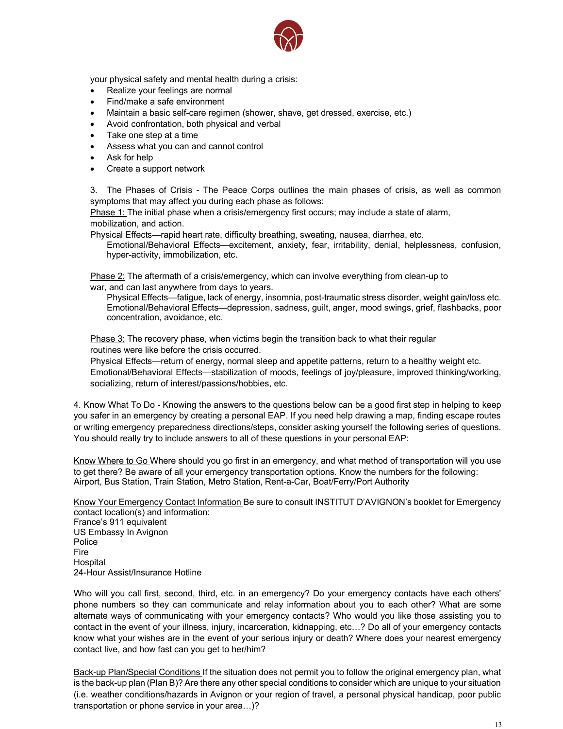your physical safety and mental health during a crisis:

- Realize your feelings are normal
- Find/make a safe environment
- Maintain a basic self-care regimen (shower, shave, get dressed, exercise, etc.)
- Avoid confrontation, both physical and verbal
- Take one step at a time
- Assess what you can and cannot control
- Ask for help
- Create a support network

3. The Phases of Crisis - The Peace Corps outlines the main phases of crisis, as well as common symptoms that may affect you during each phase as follows:

Phase 1: The initial phase when a crisis/emergency first occurs; may include a state of alarm, mobilization, and action.
Physical Effects—rapid heart rate, difficulty breathing, sweating, nausea, diarrhea, etc.
Emotional/Behavioral Effects—excitement, anxiety, fear, irritability, denial, helplessness, confusion, hyper-activity, immobilization, etc.

Phase 2: The aftermath of a crisis/emergency, which can involve everything from clean-up to war, and can last anywhere from days to years.
Physical Effects—fatigue, lack of energy, insomnia, post-traumatic stress disorder, weight gain/loss etc.
Emotional/Behavioral Effects—depression, sadness, guilt, anger, mood swings, grief, flashbacks, poor concentration, avoidance, etc.

Phase 3: The recovery phase, when victims begin the transition back to what their regular routines were like before the crisis occurred.
Physical Effects—return of energy, normal sleep and appetite patterns, return to a healthy weight etc.
Emotional/Behavioral Effects—stabilization of moods, feelings of joy/pleasure, improved thinking/working, socializing, return of interest/passions/hobbies, etc.

4. Know What To Do - Knowing the answers to the questions below can be a good first step in helping to keep you safer in an emergency by creating a personal EAP. If you need help drawing a map, finding escape routes or writing emergency preparedness directions/steps, consider asking yourself the following series of questions. You should really try to include answers to all of these questions in your personal EAP:

Know Where to Go Where should you go first in an emergency, and what method of transportation will you use to get there? Be aware of all your emergency transportation options. Know the numbers for the following: Airport, Bus Station, Train Station, Metro Station, Rent-a-Car, Boat/Ferry/Port Authority

Know Your Emergency Contact Information Be sure to consult INSTITUT D'AVIGNON's booklet for Emergency contact location(s) and information:
France's 911 equivalent
US Embassy In Avignon
Police
Fire
Hospital
24-Hour Assist/Insurance Hotline

Who will you call first, second, third, etc. in an emergency? Do your emergency contacts have each others' phone numbers so they can communicate and relay information about you to each other? What are some alternate ways of communicating with your emergency contacts? Who would you like those assisting you to contact in the event of your illness, injury, incarceration, kidnapping, etc…? Do all of your emergency contacts know what your wishes are in the event of your serious injury or death? Where does your nearest emergency contact live, and how fast can you get to her/him?

Back-up Plan/Special Conditions If the situation does not permit you to follow the original emergency plan, what is the back-up plan (Plan B)? Are there any other special conditions to consider which are unique to your situation (i.e. weather conditions/hazards in Avignon or your region of travel, a personal physical handicap, poor public transportation or phone service in your area…)?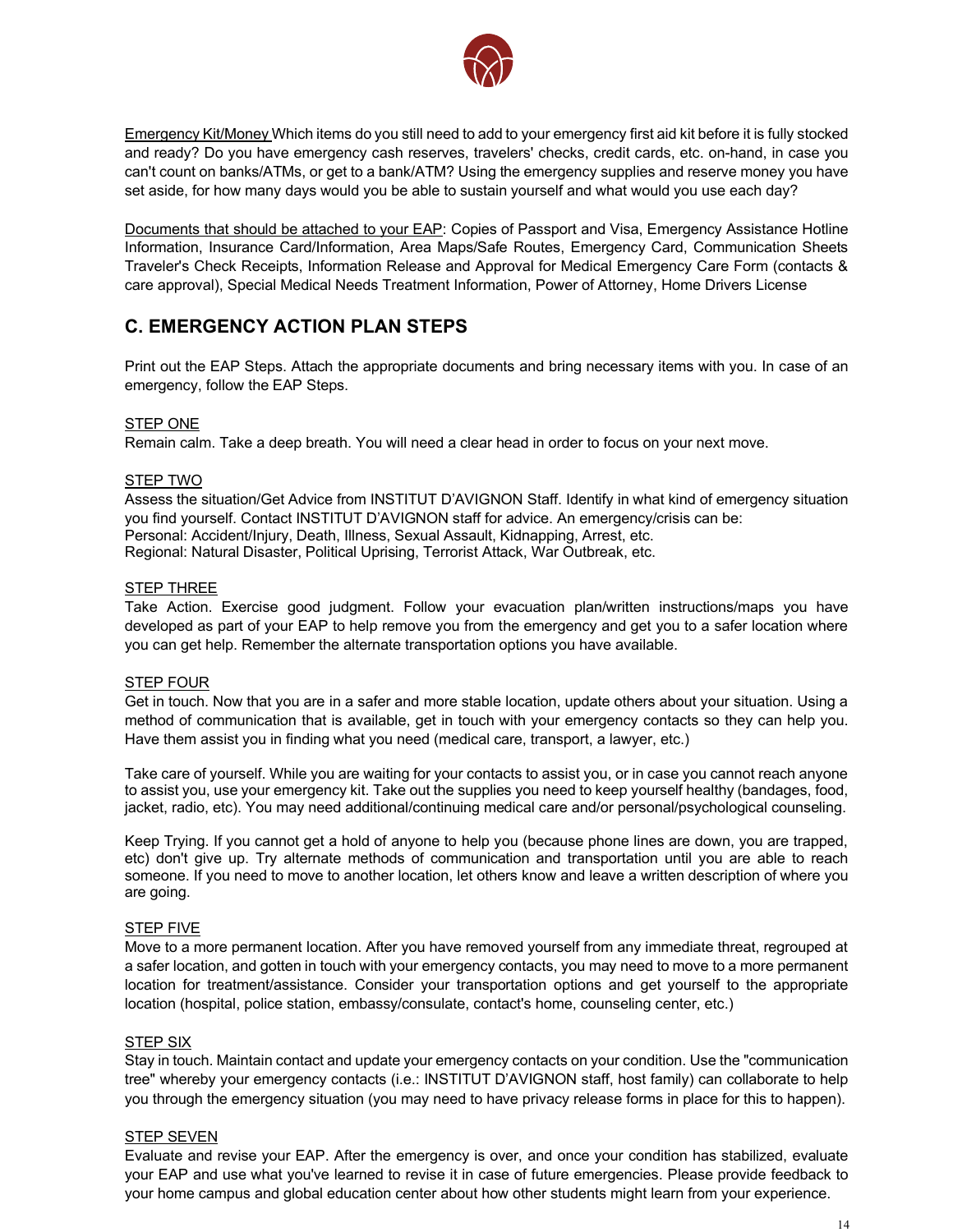<u>Emergency Kit/Money</u> Which items do you still need to add to your emergency first aid kit before it is fully stocked and ready? Do you have emergency cash reserves, travelers' checks, credit cards, etc. on-hand, in case you can't count on banks/ATMs, or get to a bank/ATM? Using the emergency supplies and reserve money you have set aside, for how many days would you be able to sustain yourself and what would you use each day?

<u>Documents that should be attached to your EAP</u>: Copies of Passport and Visa, Emergency Assistance Hotline Information, Insurance Card/Information, Area Maps/Safe Routes, Emergency Card, Communication Sheets Traveler's Check Receipts, Information Release and Approval for Medical Emergency Care Form (contacts & care approval), Special Medical Needs Treatment Information, Power of Attorney, Home Drivers License

## C. EMERGENCY ACTION PLAN STEPS

Print out the EAP Steps. Attach the appropriate documents and bring necessary items with you. In case of an emergency, follow the EAP Steps.

<u>STEP ONE</u>
Remain calm. Take a deep breath. You will need a clear head in order to focus on your next move.

<u>STEP TWO</u>
Assess the situation/Get Advice from INSTITUT D'AVIGNON Staff. Identify in what kind of emergency situation you find yourself. Contact INSTITUT D'AVIGNON staff for advice. An emergency/crisis can be:
Personal: Accident/Injury, Death, Illness, Sexual Assault, Kidnapping, Arrest, etc.
Regional: Natural Disaster, Political Uprising, Terrorist Attack, War Outbreak, etc.

<u>STEP THREE</u>
Take Action. Exercise good judgment. Follow your evacuation plan/written instructions/maps you have developed as part of your EAP to help remove you from the emergency and get you to a safer location where you can get help. Remember the alternate transportation options you have available.

<u>STEP FOUR</u>
Get in touch. Now that you are in a safer and more stable location, update others about your situation. Using a method of communication that is available, get in touch with your emergency contacts so they can help you. Have them assist you in finding what you need (medical care, transport, a lawyer, etc.)

Take care of yourself. While you are waiting for your contacts to assist you, or in case you cannot reach anyone to assist you, use your emergency kit. Take out the supplies you need to keep yourself healthy (bandages, food, jacket, radio, etc). You may need additional/continuing medical care and/or personal/psychological counseling.

Keep Trying. If you cannot get a hold of anyone to help you (because phone lines are down, you are trapped, etc) don't give up. Try alternate methods of communication and transportation until you are able to reach someone. If you need to move to another location, let others know and leave a written description of where you are going.

<u>STEP FIVE</u>
Move to a more permanent location. After you have removed yourself from any immediate threat, regrouped at a safer location, and gotten in touch with your emergency contacts, you may need to move to a more permanent location for treatment/assistance. Consider your transportation options and get yourself to the appropriate location (hospital, police station, embassy/consulate, contact's home, counseling center, etc.)

<u>STEP SIX</u>
Stay in touch. Maintain contact and update your emergency contacts on your condition. Use the "communication tree" whereby your emergency contacts (i.e.: INSTITUT D'AVIGNON staff, host family) can collaborate to help you through the emergency situation (you may need to have privacy release forms in place for this to happen).

<u>STEP SEVEN</u>
Evaluate and revise your EAP. After the emergency is over, and once your condition has stabilized, evaluate your EAP and use what you've learned to revise it in case of future emergencies. Please provide feedback to your home campus and global education center about how other students might learn from your experience.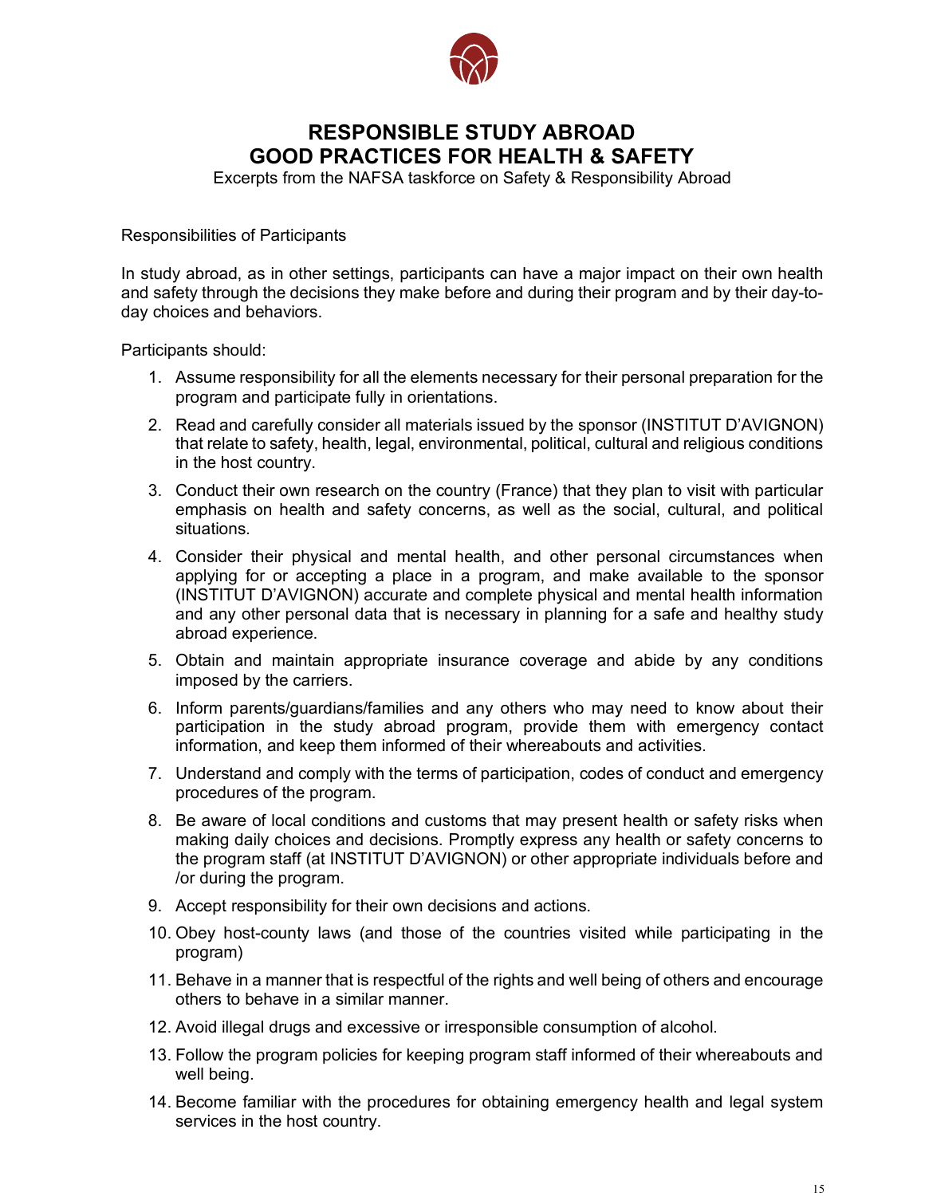# RESPONSIBLE STUDY ABROAD
# GOOD PRACTICES FOR HEALTH & SAFETY

Excerpts from the NAFSA taskforce on Safety & Responsibility Abroad

Responsibilities of Participants

In study abroad, as in other settings, participants can have a major impact on their own health and safety through the decisions they make before and during their program and by their day-to-day choices and behaviors.

Participants should:

1. Assume responsibility for all the elements necessary for their personal preparation for the program and participate fully in orientations.
2. Read and carefully consider all materials issued by the sponsor (INSTITUT D'AVIGNON) that relate to safety, health, legal, environmental, political, cultural and religious conditions in the host country.
3. Conduct their own research on the country (France) that they plan to visit with particular emphasis on health and safety concerns, as well as the social, cultural, and political situations.
4. Consider their physical and mental health, and other personal circumstances when applying for or accepting a place in a program, and make available to the sponsor (INSTITUT D'AVIGNON) accurate and complete physical and mental health information and any other personal data that is necessary in planning for a safe and healthy study abroad experience.
5. Obtain and maintain appropriate insurance coverage and abide by any conditions imposed by the carriers.
6. Inform parents/guardians/families and any others who may need to know about their participation in the study abroad program, provide them with emergency contact information, and keep them informed of their whereabouts and activities.
7. Understand and comply with the terms of participation, codes of conduct and emergency procedures of the program.
8. Be aware of local conditions and customs that may present health or safety risks when making daily choices and decisions. Promptly express any health or safety concerns to the program staff (at INSTITUT D'AVIGNON) or other appropriate individuals before and /or during the program.
9. Accept responsibility for their own decisions and actions.
10. Obey host-county laws (and those of the countries visited while participating in the program)
11. Behave in a manner that is respectful of the rights and well being of others and encourage others to behave in a similar manner.
12. Avoid illegal drugs and excessive or irresponsible consumption of alcohol.
13. Follow the program policies for keeping program staff informed of their whereabouts and well being.
14. Become familiar with the procedures for obtaining emergency health and legal system services in the host country.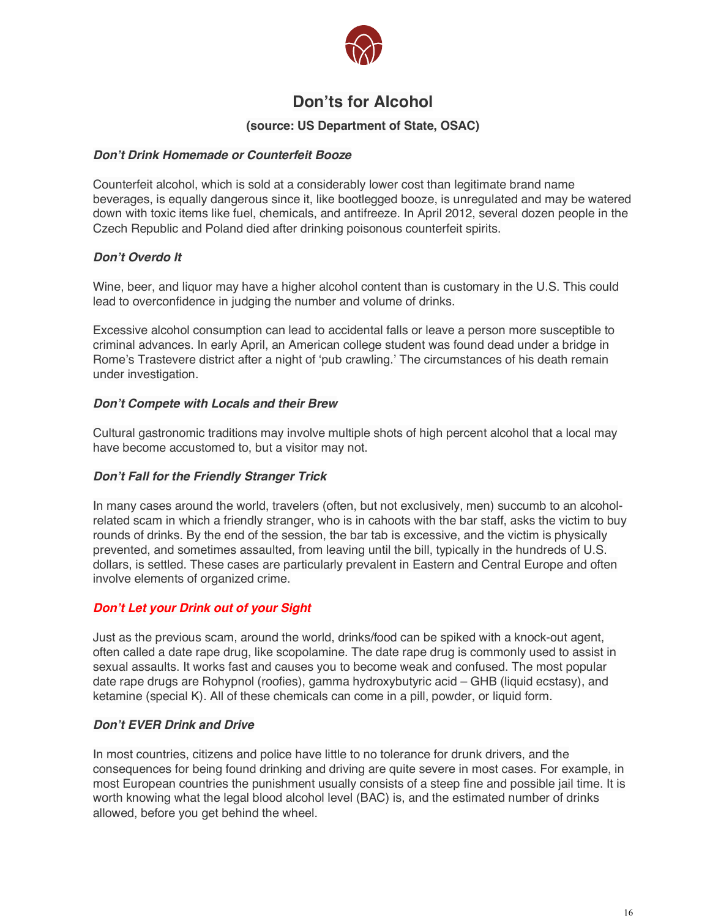# Don'ts for Alcohol

**(source: US Department of State, OSAC)**

***Don't Drink Homemade or Counterfeit Booze***

Counterfeit alcohol, which is sold at a considerably lower cost than legitimate brand name beverages, is equally dangerous since it, like bootlegged booze, is unregulated and may be watered down with toxic items like fuel, chemicals, and antifreeze. In April 2012, several dozen people in the Czech Republic and Poland died after drinking poisonous counterfeit spirits.

***Don't Overdo It***

Wine, beer, and liquor may have a higher alcohol content than is customary in the U.S. This could lead to overconfidence in judging the number and volume of drinks.

Excessive alcohol consumption can lead to accidental falls or leave a person more susceptible to criminal advances. In early April, an American college student was found dead under a bridge in Rome's Trastevere district after a night of 'pub crawling.' The circumstances of his death remain under investigation.

***Don't Compete with Locals and their Brew***

Cultural gastronomic traditions may involve multiple shots of high percent alcohol that a local may have become accustomed to, but a visitor may not.

***Don't Fall for the Friendly Stranger Trick***

In many cases around the world, travelers (often, but not exclusively, men) succumb to an alcohol-related scam in which a friendly stranger, who is in cahoots with the bar staff, asks the victim to buy rounds of drinks. By the end of the session, the bar tab is excessive, and the victim is physically prevented, and sometimes assaulted, from leaving until the bill, typically in the hundreds of U.S. dollars, is settled. These cases are particularly prevalent in Eastern and Central Europe and often involve elements of organized crime.

***Don't Let your Drink out of your Sight***

Just as the previous scam, around the world, drinks/food can be spiked with a knock-out agent, often called a date rape drug, like scopolamine. The date rape drug is commonly used to assist in sexual assaults. It works fast and causes you to become weak and confused. The most popular date rape drugs are Rohypnol (roofies), gamma hydroxybutyric acid – GHB (liquid ecstasy), and ketamine (special K). All of these chemicals can come in a pill, powder, or liquid form.

***Don't EVER Drink and Drive***

In most countries, citizens and police have little to no tolerance for drunk drivers, and the consequences for being found drinking and driving are quite severe in most cases. For example, in most European countries the punishment usually consists of a steep fine and possible jail time. It is worth knowing what the legal blood alcohol level (BAC) is, and the estimated number of drinks allowed, before you get behind the wheel.